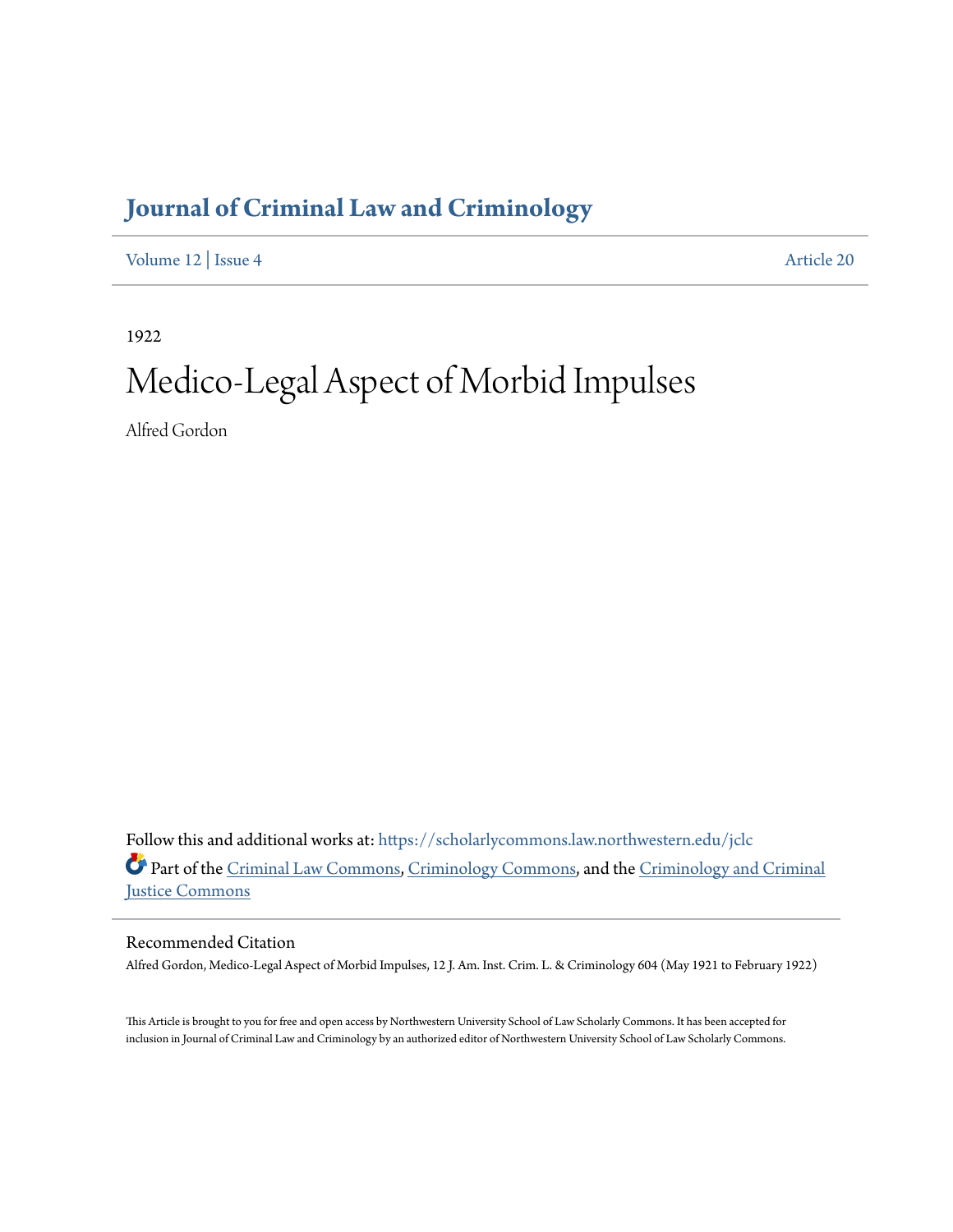# Journal of Criminal Law and Criminology

Volume 12 | Issue 4 Article 20

1922

# Medico-Legal Aspect of Morbid Impulses

Alfred Gordon

Follow this and additional works at: https://scholarlycommons.law.northwestern.edu/jclc

Part of the Criminal Law Commons, Criminology Commons, and the Criminology and Criminal Justice Commons

## Recommended Citation

Alfred Gordon, Medico-Legal Aspect of Morbid Impulses, 12 J. Am. Inst. Crim. L. & Criminology 604 (May 1921 to February 1922)

This Article is brought to you for free and open access by Northwestern University School of Law Scholarly Commons. It has been accepted for inclusion in Journal of Criminal Law and Criminology by an authorized editor of Northwestern University School of Law Scholarly Commons.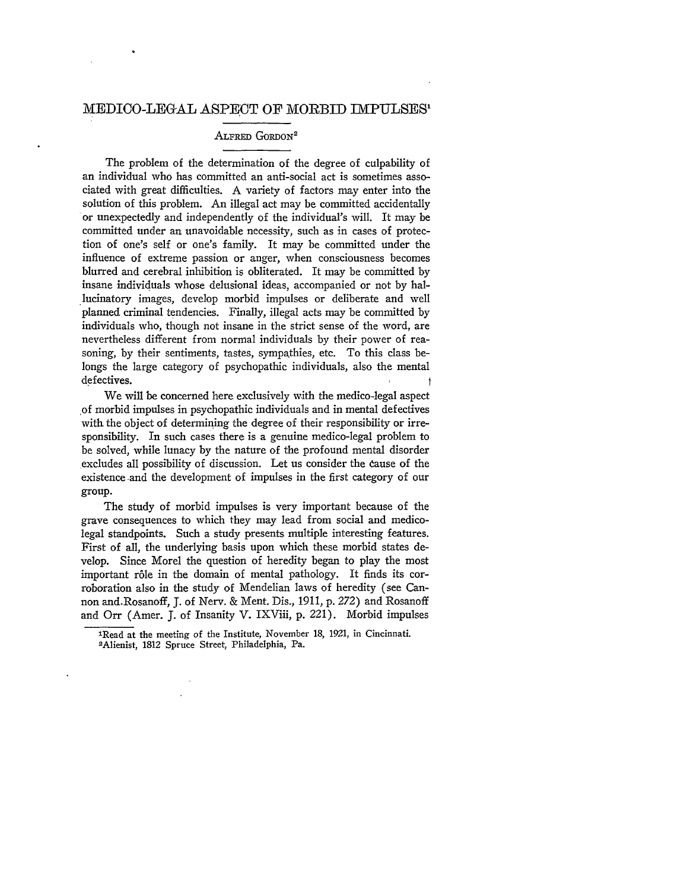# MEDICO-LEGAL ASPECT OF MORBID IMPULSES[1]

ALFRED GORDON[2]

The problem of the determination of the degree of culpability of an individual who has committed an anti-social act is sometimes associated with great difficulties. A variety of factors may enter into the solution of this problem. An illegal act may be committed accidentally or unexpectedly and independently of the individual's will. It may be committed under an unavoidable necessity, such as in cases of protection of one's self or one's family. It may be committed under the influence of extreme passion or anger, when consciousness becomes blurred and cerebral inhibition is obliterated. It may be committed by insane individuals whose delusional ideas, accompanied or not by hallucinatory images, develop morbid impulses or deliberate and well planned criminal tendencies. Finally, illegal acts may be committed by individuals who, though not insane in the strict sense of the word, are nevertheless different from normal individuals by their power of reasoning, by their sentiments, tastes, sympathies, etc. To this class belongs the large category of psychopathic individuals, also the mental defectives.

We will be concerned here exclusively with the medico-legal aspect of morbid impulses in psychopathic individuals and in mental defectives with the object of determining the degree of their responsibility or irresponsibility. In such cases there is a genuine medico-legal problem to be solved, while lunacy by the nature of the profound mental disorder excludes all possibility of discussion. Let us consider the cause of the existence and the development of impulses in the first category of our group.

The study of morbid impulses is very important because of the grave consequences to which they may lead from social and medico-legal standpoints. Such a study presents multiple interesting features. First of all, the underlying basis upon which these morbid states develop. Since Morel the question of heredity began to play the most important rôle in the domain of mental pathology. It finds its corroboration also in the study of Mendelian laws of heredity (see Cannon and Rosanoff, J. of Nerv. & Ment. Dis., 1911, p. 272) and Rosanoff and Orr (Amer. J. of Insanity V. IXViii, p. 221). Morbid impulses

[1]Read at the meeting of the Institute, November 18, 1921, in Cincinnati.

[2]Alienist, 1812 Spruce Street, Philadelphia, Pa.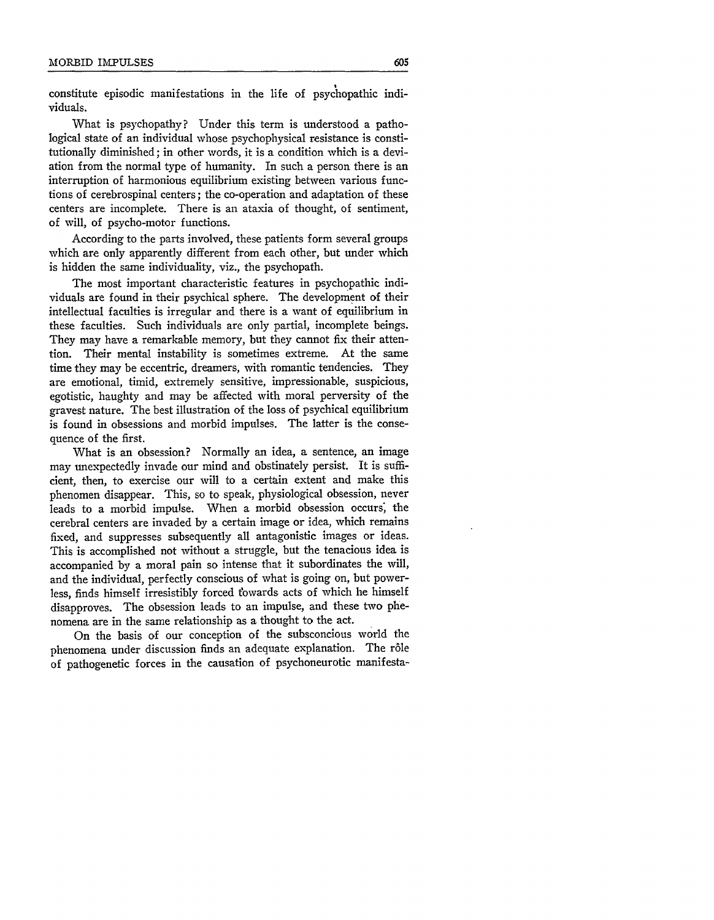constitute episodic manifestations in the life of psychopathic individuals.

What is psychopathy? Under this term is understood a pathological state of an individual whose psychophysical resistance is constitutionally diminished; in other words, it is a condition which is a deviation from the normal type of humanity. In such a person there is an interruption of harmonious equilibrium existing between various functions of cerebrospinal centers; the co-operation and adaptation of these centers are incomplete. There is an ataxia of thought, of sentiment, of will, of psycho-motor functions.

According to the parts involved, these patients form several groups which are only apparently different from each other, but under which is hidden the same individuality, viz., the psychopath.

The most important characteristic features in psychopathic individuals are found in their psychical sphere. The development of their intellectual faculties is irregular and there is a want of equilibrium in these faculties. Such individuals are only partial, incomplete beings. They may have a remarkable memory, but they cannot fix their attention. Their mental instability is sometimes extreme. At the same time they may be eccentric, dreamers, with romantic tendencies. They are emotional, timid, extremely sensitive, impressionable, suspicious, egotistic, haughty and may be affected with moral perversity of the gravest nature. The best illustration of the loss of psychical equilibrium is found in obsessions and morbid impulses. The latter is the consequence of the first.

What is an obsession? Normally an idea, a sentence, an image may unexpectedly invade our mind and obstinately persist. It is sufficient, then, to exercise our will to a certain extent and make this phenomen disappear. This, so to speak, physiological obsession, never leads to a morbid impulse. When a morbid obsession occurs, the cerebral centers are invaded by a certain image or idea, which remains fixed, and suppresses subsequently all antagonistic images or ideas. This is accomplished not without a struggle, but the tenacious idea is accompanied by a moral pain so intense that it subordinates the will, and the individual, perfectly conscious of what is going on, but powerless, finds himself irresistibly forced towards acts of which he himself disapproves. The obsession leads to an impulse, and these two phenomena are in the same relationship as a thought to the act.

On the basis of our conception of the subsconcious world the phenomena under discussion finds an adequate explanation. The rôle of pathogenetic forces in the causation of psychoneurotic manifesta-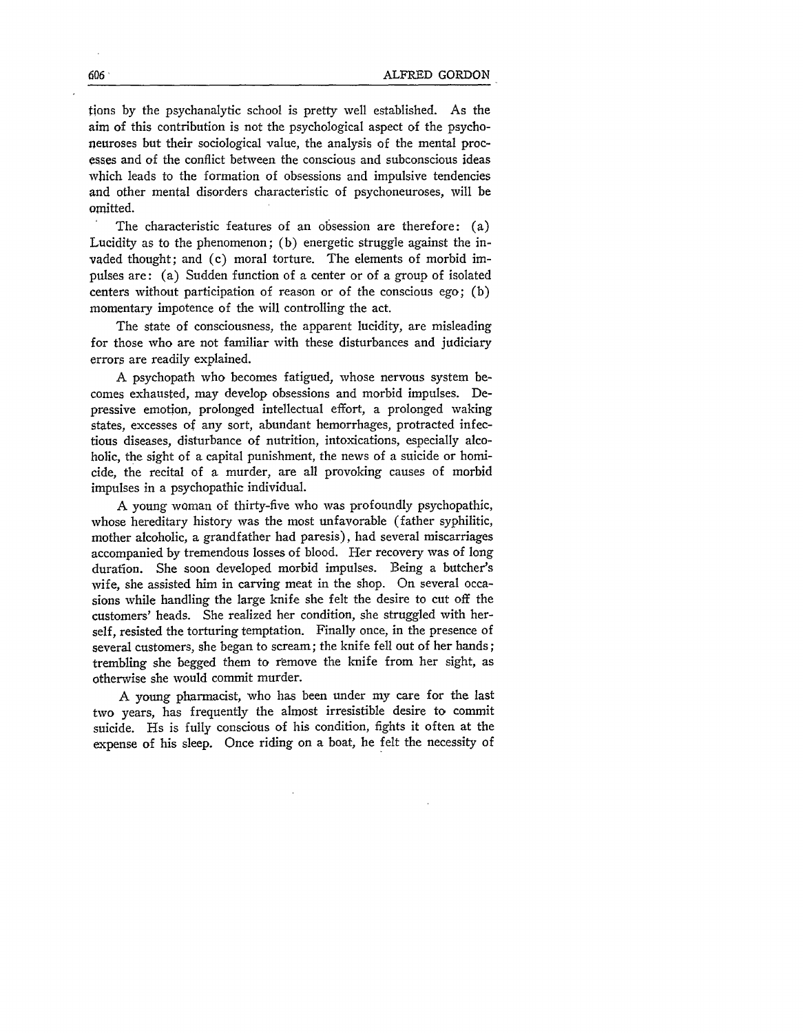tions by the psychanalytic school is pretty well established. As the aim of this contribution is not the psychological aspect of the psychoneuroses but their sociological value, the analysis of the mental processes and of the conflict between the conscious and subconscious ideas which leads to the formation of obsessions and impulsive tendencies and other mental disorders characteristic of psychoneuroses, will be omitted.

The characteristic features of an obsession are therefore: (a) Lucidity as to the phenomenon; (b) energetic struggle against the invaded thought; and (c) moral torture. The elements of morbid impulses are: (a) Sudden function of a center or of a group of isolated centers without participation of reason or of the conscious ego; (b) momentary impotence of the will controlling the act.

The state of consciousness, the apparent lucidity, are misleading for those who are not familiar with these disturbances and judiciary errors are readily explained.

A psychopath who becomes fatigued, whose nervous system becomes exhausted, may develop obsessions and morbid impulses. Depressive emotion, prolonged intellectual effort, a prolonged waking states, excesses of any sort, abundant hemorrhages, protracted infectious diseases, disturbance of nutrition, intoxications, especially alcoholic, the sight of a capital punishment, the news of a suicide or homicide, the recital of a murder, are all provoking causes of morbid impulses in a psychopathic individual.

A young woman of thirty-five who was profoundly psychopathic, whose hereditary history was the most unfavorable (father syphilitic, mother alcoholic, a grandfather had paresis), had several miscarriages accompanied by tremendous losses of blood. Her recovery was of long duration. She soon developed morbid impulses. Being a butcher's wife, she assisted him in carving meat in the shop. On several occasions while handling the large knife she felt the desire to cut off the customers' heads. She realized her condition, she struggled with herself, resisted the torturing temptation. Finally once, in the presence of several customers, she began to scream; the knife fell out of her hands; trembling she begged them to remove the knife from her sight, as otherwise she would commit murder.

A young pharmacist, who has been under my care for the last two years, has frequently the almost irresistible desire to commit suicide. Hs is fully conscious of his condition, fights it often at the expense of his sleep. Once riding on a boat, he felt the necessity of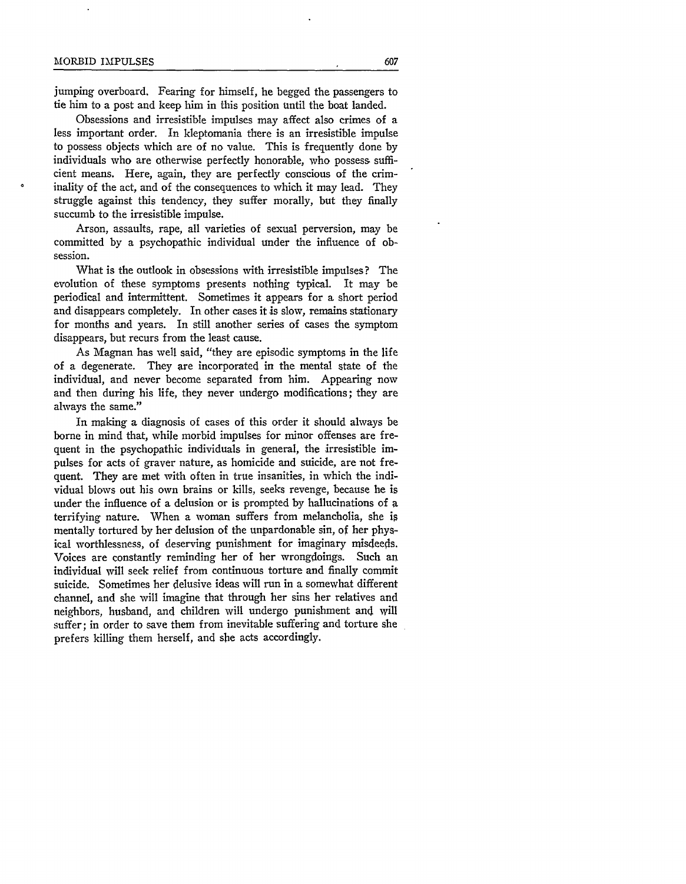jumping overboard. Fearing for himself, he begged the passengers to tie him to a post and keep him in this position until the boat landed.

Obsessions and irresistible impulses may affect also crimes of a less important order. In kleptomania there is an irresistible impulse to possess objects which are of no value. This is frequently done by individuals who are otherwise perfectly honorable, who possess sufficient means. Here, again, they are perfectly conscious of the criminality of the act, and of the consequences to which it may lead. They struggle against this tendency, they suffer morally, but they finally succumb to the irresistible impulse.

Arson, assaults, rape, all varieties of sexual perversion, may be committed by a psychopathic individual under the influence of obsession.

What is the outlook in obsessions with irresistible impulses? The evolution of these symptoms presents nothing typical. It may be periodical and intermittent. Sometimes it appears for a short period and disappears completely. In other cases it is slow, remains stationary for months and years. In still another series of cases the symptom disappears, but recurs from the least cause.

As Magnan has well said, "they are episodic symptoms in the life of a degenerate. They are incorporated in the mental state of the individual, and never become separated from him. Appearing now and then during his life, they never undergo modifications; they are always the same."

In making a diagnosis of cases of this order it should always be borne in mind that, while morbid impulses for minor offenses are frequent in the psychopathic individuals in general, the irresistible impulses for acts of graver nature, as homicide and suicide, are not frequent. They are met with often in true insanities, in which the individual blows out his own brains or kills, seeks revenge, because he is under the influence of a delusion or is prompted by hallucinations of a terrifying nature. When a woman suffers from melancholia, she is mentally tortured by her delusion of the unpardonable sin, of her physical worthlessness, of deserving punishment for imaginary misdeeds. Voices are constantly reminding her of her wrongdoings. Such an individual will seek relief from continuous torture and finally commit suicide. Sometimes her delusive ideas will run in a somewhat different channel, and she will imagine that through her sins her relatives and neighbors, husband, and children will undergo punishment and will suffer; in order to save them from inevitable suffering and torture she prefers killing them herself, and she acts accordingly.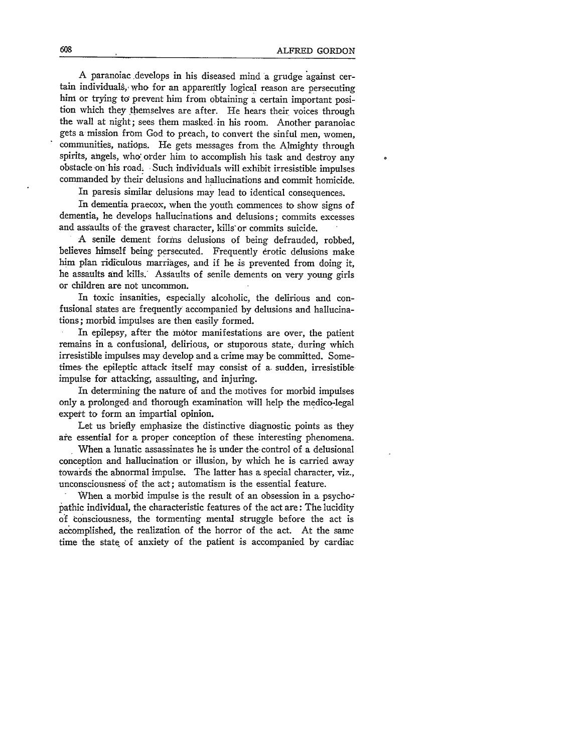A paranoiac develops in his diseased mind a grudge against certain individuals, who for an apparently logical reason are persecuting him or trying to prevent him from obtaining a certain important position which they themselves are after. He hears their voices through the wall at night; sees them masked in his room. Another paranoiac gets a mission from God to preach, to convert the sinful men, women, communities, nations. He gets messages from the Almighty through spirits, angels, who order him to accomplish his task and destroy any obstacle on his road. Such individuals will exhibit irresistible impulses commanded by their delusions and hallucinations and commit homicide.

In paresis similar delusions may lead to identical consequences.

In dementia praecox, when the youth commences to show signs of dementia, he develops hallucinations and delusions; commits excesses and assaults of the gravest character, kills or commits suicide.

A senile dement forms delusions of being defrauded, robbed, believes himself being persecuted. Frequently erotic delusions make him plan ridiculous marriages, and if he is prevented from doing it, he assaults and kills. Assaults of senile dements on very young girls or children are not uncommon.

In toxic insanities, especially alcoholic, the delirious and confusional states are frequently accompanied by delusions and hallucinations; morbid impulses are then easily formed.

In epilepsy, after the motor manifestations are over, the patient remains in a confusional, delirious, or stuporous state, during which irresistible impulses may develop and a crime may be committed. Sometimes the epileptic attack itself may consist of a sudden, irresistible impulse for attacking, assaulting, and injuring.

In determining the nature of and the motives for morbid impulses only a prolonged and thorough examination will help the medico-legal expert to form an impartial opinion.

Let us briefly emphasize the distinctive diagnostic points as they are essential for a proper conception of these interesting phenomena.

When a lunatic assassinates he is under the control of a delusional conception and hallucination or illusion, by which he is carried away towards the abnormal impulse. The latter has a special character, viz., unconsciousness of the act; automatism is the essential feature.

When a morbid impulse is the result of an obsession in a psychopathic individual, the characteristic features of the act are: The lucidity of consciousness, the tormenting mental struggle before the act is accomplished, the realization of the horror of the act. At the same time the state of anxiety of the patient is accompanied by cardiac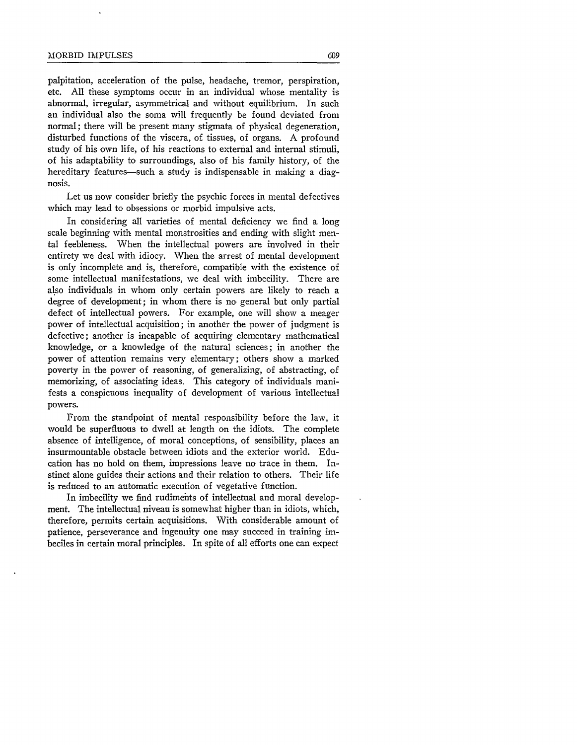palpitation, acceleration of the pulse, headache, tremor, perspiration, etc. All these symptoms occur in an individual whose mentality is abnormal, irregular, asymmetrical and without equilibrium. In such an individual also the soma will frequently be found deviated from normal; there will be present many stigmata of physical degeneration, disturbed functions of the viscera, of tissues, of organs. A profound study of his own life, of his reactions to external and internal stimuli, of his adaptability to surroundings, also of his family history, of the hereditary features—such a study is indispensable in making a diagnosis.

Let us now consider briefly the psychic forces in mental defectives which may lead to obsessions or morbid impulsive acts.

In considering all varieties of mental deficiency we find a long scale beginning with mental monstrosities and ending with slight mental feebleness. When the intellectual powers are involved in their entirety we deal with idiocy. When the arrest of mental development is only incomplete and is, therefore, compatible with the existence of some intellectual manifestations, we deal with imbecility. There are also individuals in whom only certain powers are likely to reach a degree of development; in whom there is no general but only partial defect of intellectual powers. For example, one will show a meager power of intellectual acquisition; in another the power of judgment is defective; another is incapable of acquiring elementary mathematical knowledge, or a knowledge of the natural sciences; in another the power of attention remains very elementary; others show a marked poverty in the power of reasoning, of generalizing, of abstracting, of memorizing, of associating ideas. This category of individuals manifests a conspicuous inequality of development of various intellectual powers.

From the standpoint of mental responsibility before the law, it would be superfluous to dwell at length on the idiots. The complete absence of intelligence, of moral conceptions, of sensibility, places an insurmountable obstacle between idiots and the exterior world. Education has no hold on them, impressions leave no trace in them. Instinct alone guides their actions and their relation to others. Their life is reduced to an automatic execution of vegetative function.

In imbecility we find rudiments of intellectual and moral development. The intellectual niveau is somewhat higher than in idiots, which, therefore, permits certain acquisitions. With considerable amount of patience, perseverance and ingenuity one may succeed in training imbeciles in certain moral principles. In spite of all efforts one can expect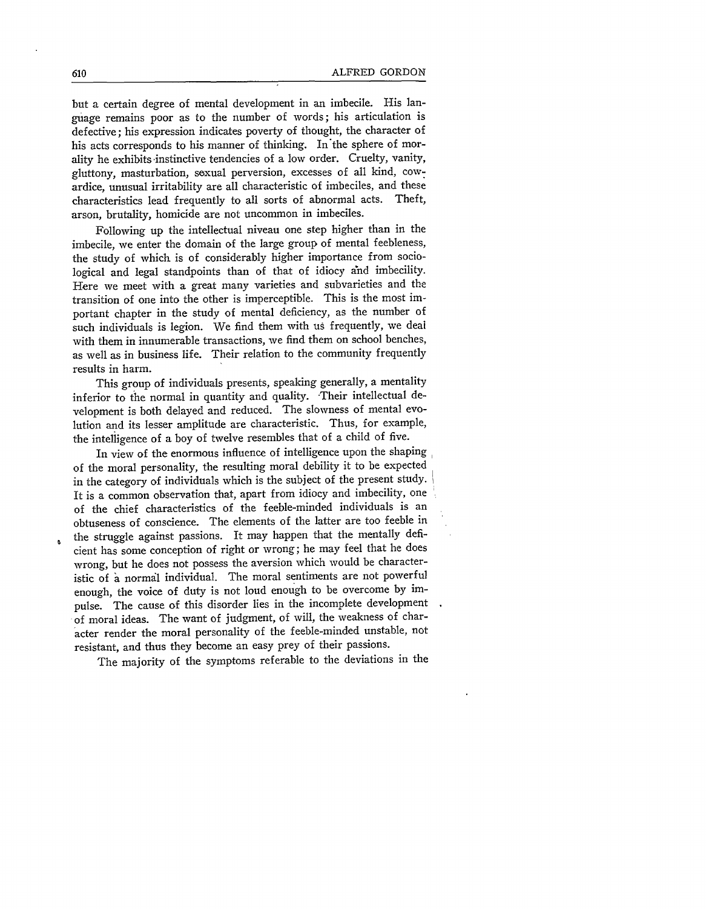but a certain degree of mental development in an imbecile. His language remains poor as to the number of words; his articulation is defective; his expression indicates poverty of thought, the character of his acts corresponds to his manner of thinking. In the sphere of morality he exhibits instinctive tendencies of a low order. Cruelty, vanity, gluttony, masturbation, sexual perversion, excesses of all kind, cowardice, unusual irritability are all characteristic of imbeciles, and these characteristics lead frequently to all sorts of abnormal acts. Theft, arson, brutality, homicide are not uncommon in imbeciles.

Following up the intellectual niveau one step higher than in the imbecile, we enter the domain of the large group of mental feebleness, the study of which is of considerably higher importance from sociological and legal standpoints than of that of idiocy and imbecility. Here we meet with a great many varieties and subvarieties and the transition of one into the other is imperceptible. This is the most important chapter in the study of mental deficiency, as the number of such individuals is legion. We find them with us frequently, we deal with them in innumerable transactions, we find them on school benches, as well as in business life. Their relation to the community frequently results in harm.

This group of individuals presents, speaking generally, a mentality inferior to the normal in quantity and quality. Their intellectual development is both delayed and reduced. The slowness of mental evolution and its lesser amplitude are characteristic. Thus, for example, the intelligence of a boy of twelve resembles that of a child of five.

In view of the enormous influence of intelligence upon the shaping of the moral personality, the resulting moral debility it to be expected in the category of individuals which is the subject of the present study. It is a common observation that, apart from idiocy and imbecility, one of the chief characteristics of the feeble-minded individuals is an obtuseness of conscience. The elements of the latter are too feeble in the struggle against passions. It may happen that the mentally deficient has some conception of right or wrong; he may feel that he does wrong, but he does not possess the aversion which would be characteristic of a normal individual. The moral sentiments are not powerful enough, the voice of duty is not loud enough to be overcome by impulse. The cause of this disorder lies in the incomplete development of moral ideas. The want of judgment, of will, the weakness of character render the moral personality of the feeble-minded unstable, not resistant, and thus they become an easy prey of their passions.

The majority of the symptoms referable to the deviations in the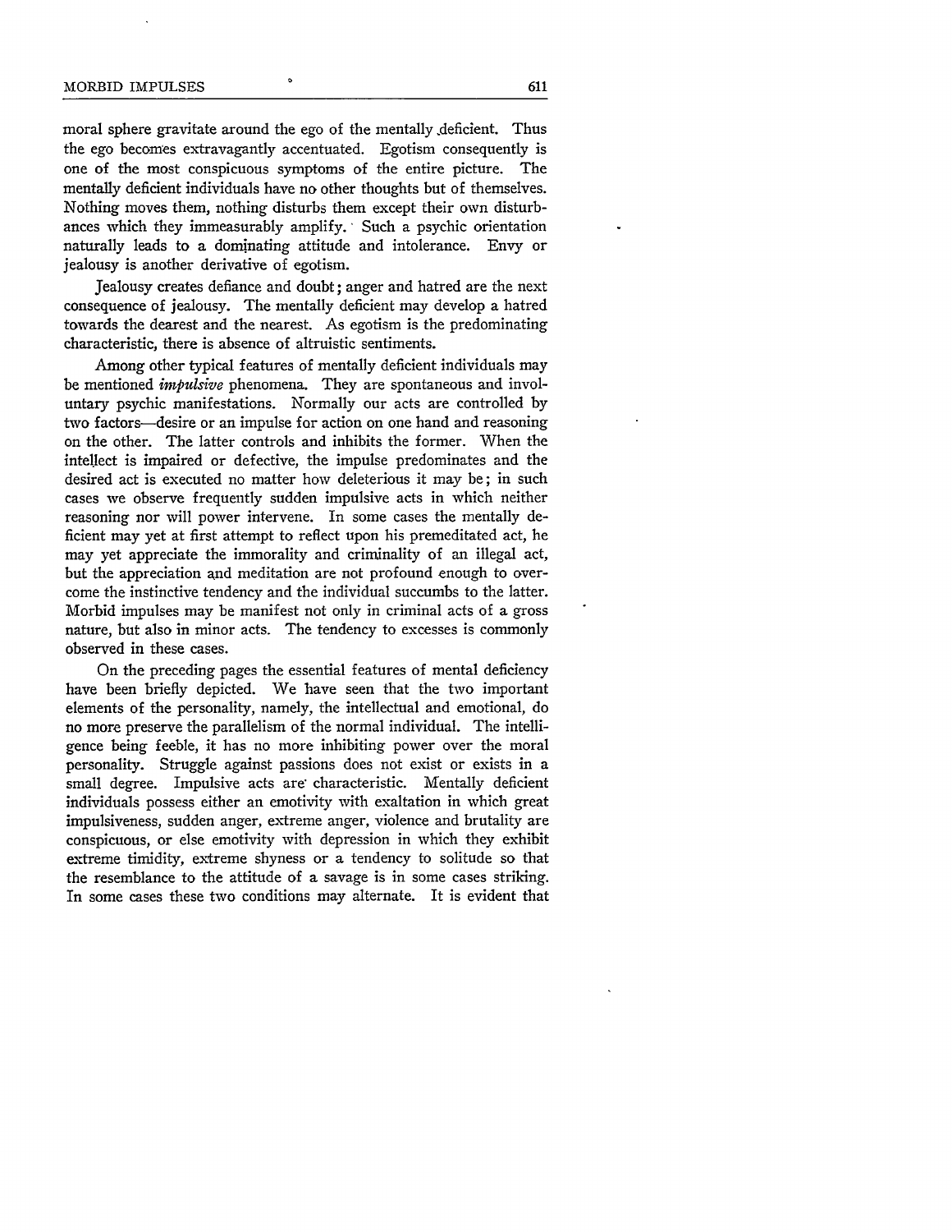moral sphere gravitate around the ego of the mentally deficient. Thus the ego becomes extravagantly accentuated. Egotism consequently is one of the most conspicuous symptoms of the entire picture. The mentally deficient individuals have no other thoughts but of themselves. Nothing moves them, nothing disturbs them except their own disturbances which they immeasurably amplify. Such a psychic orientation naturally leads to a dominating attitude and intolerance. Envy or jealousy is another derivative of egotism.

Jealousy creates defiance and doubt; anger and hatred are the next consequence of jealousy. The mentally deficient may develop a hatred towards the dearest and the nearest. As egotism is the predominating characteristic, there is absence of altruistic sentiments.

Among other typical features of mentally deficient individuals may be mentioned *impulsive* phenomena. They are spontaneous and involuntary psychic manifestations. Normally our acts are controlled by two factors—desire or an impulse for action on one hand and reasoning on the other. The latter controls and inhibits the former. When the intellect is impaired or defective, the impulse predominates and the desired act is executed no matter how deleterious it may be; in such cases we observe frequently sudden impulsive acts in which neither reasoning nor will power intervene. In some cases the mentally deficient may yet at first attempt to reflect upon his premeditated act, he may yet appreciate the immorality and criminality of an illegal act, but the appreciation and meditation are not profound enough to overcome the instinctive tendency and the individual succumbs to the latter. Morbid impulses may be manifest not only in criminal acts of a gross nature, but also in minor acts. The tendency to excesses is commonly observed in these cases.

On the preceding pages the essential features of mental deficiency have been briefly depicted. We have seen that the two important elements of the personality, namely, the intellectual and emotional, do no more preserve the parallelism of the normal individual. The intelligence being feeble, it has no more inhibiting power over the moral personality. Struggle against passions does not exist or exists in a small degree. Impulsive acts are characteristic. Mentally deficient individuals possess either an emotivity with exaltation in which great impulsiveness, sudden anger, extreme anger, violence and brutality are conspicuous, or else emotivity with depression in which they exhibit extreme timidity, extreme shyness or a tendency to solitude so that the resemblance to the attitude of a savage is in some cases striking. In some cases these two conditions may alternate. It is evident that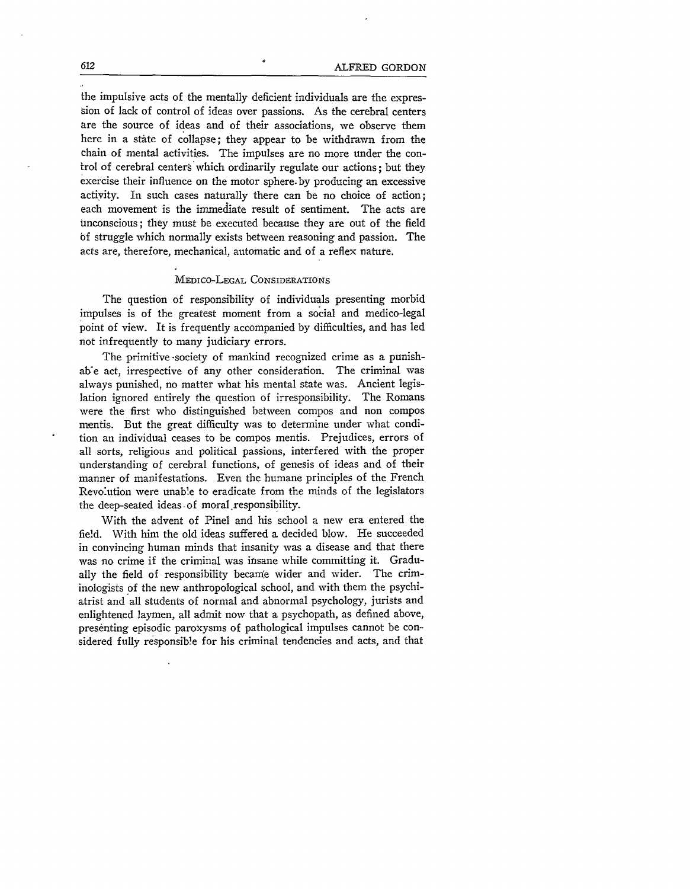the impulsive acts of the mentally deficient individuals are the expression of lack of control of ideas over passions. As the cerebral centers are the source of ideas and of their associations, we observe them here in a state of collapse; they appear to be withdrawn from the chain of mental activities. The impulses are no more under the control of cerebral centers which ordinarily regulate our actions; but they exercise their influence on the motor sphere by producing an excessive activity. In such cases naturally there can be no choice of action; each movement is the immediate result of sentiment. The acts are unconscious; they must be executed because they are out of the field of struggle which normally exists between reasoning and passion. The acts are, therefore, mechanical, automatic and of a reflex nature.

## Medico-Legal Considerations

The question of responsibility of individuals presenting morbid impulses is of the greatest moment from a social and medico-legal point of view. It is frequently accompanied by difficulties, and has led not infrequently to many judiciary errors.

The primitive society of mankind recognized crime as a punishable act, irrespective of any other consideration. The criminal was always punished, no matter what his mental state was. Ancient legislation ignored entirely the question of irresponsibility. The Romans were the first who distinguished between compos and non compos mentis. But the great difficulty was to determine under what condition an individual ceases to be compos mentis. Prejudices, errors of all sorts, religious and political passions, interfered with the proper understanding of cerebral functions, of genesis of ideas and of their manner of manifestations. Even the humane principles of the French Revolution were unable to eradicate from the minds of the legislators the deep-seated ideas of moral responsibility.

With the advent of Pinel and his school a new era entered the field. With him the old ideas suffered a decided blow. He succeeded in convincing human minds that insanity was a disease and that there was no crime if the criminal was insane while committing it. Gradually the field of responsibility became wider and wider. The criminologists of the new anthropological school, and with them the psychiatrist and all students of normal and abnormal psychology, jurists and enlightened laymen, all admit now that a psychopath, as defined above, presenting episodic paroxysms of pathological impulses cannot be considered fully responsible for his criminal tendencies and acts, and that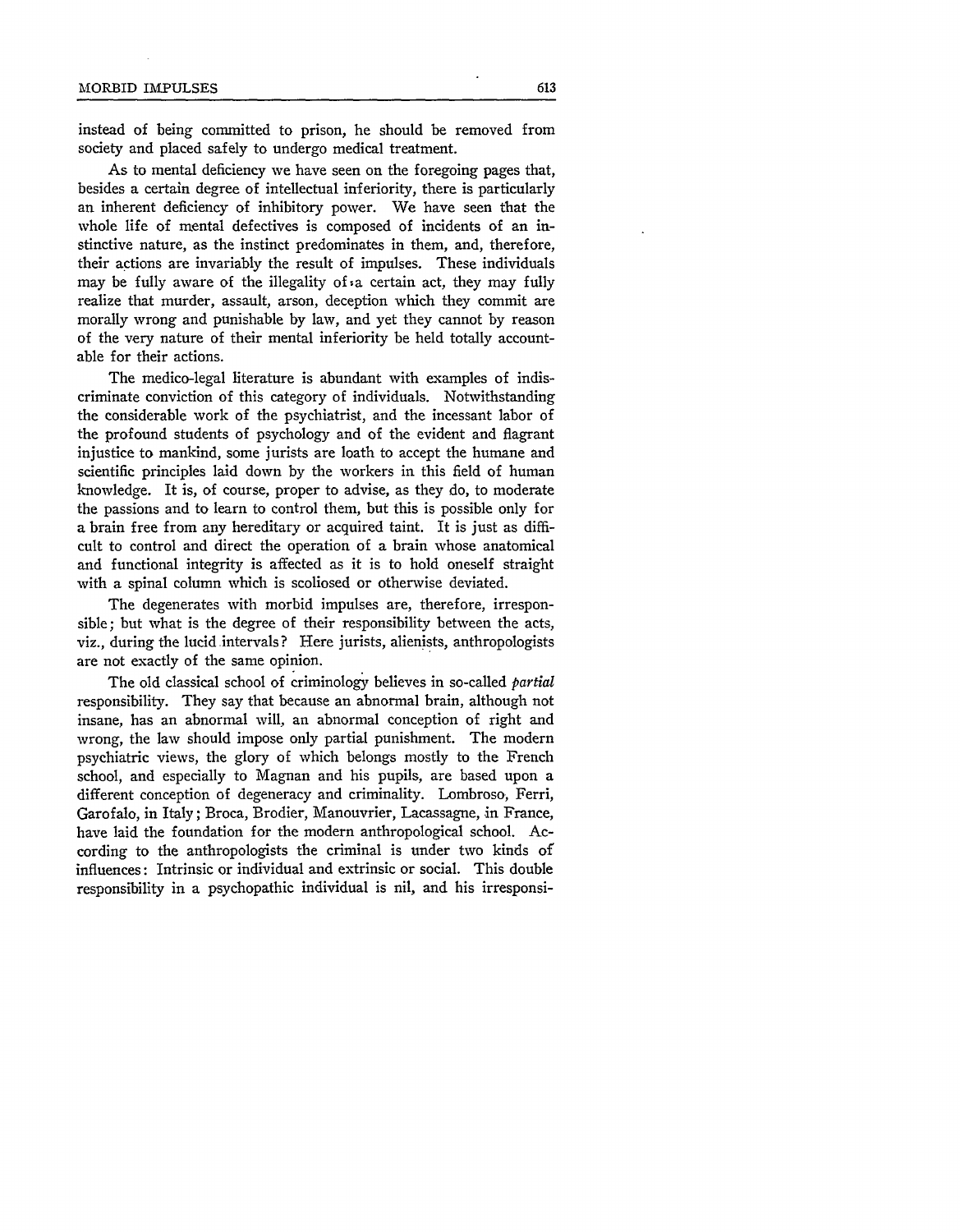instead of being committed to prison, he should be removed from society and placed safely to undergo medical treatment.

As to mental deficiency we have seen on the foregoing pages that, besides a certain degree of intellectual inferiority, there is particularly an inherent deficiency of inhibitory power. We have seen that the whole life of mental defectives is composed of incidents of an instinctive nature, as the instinct predominates in them, and, therefore, their actions are invariably the result of impulses. These individuals may be fully aware of the illegality of a certain act, they may fully realize that murder, assault, arson, deception which they commit are morally wrong and punishable by law, and yet they cannot by reason of the very nature of their mental inferiority be held totally accountable for their actions.

The medico-legal literature is abundant with examples of indiscriminate conviction of this category of individuals. Notwithstanding the considerable work of the psychiatrist, and the incessant labor of the profound students of psychology and of the evident and flagrant injustice to mankind, some jurists are loath to accept the humane and scientific principles laid down by the workers in this field of human knowledge. It is, of course, proper to advise, as they do, to moderate the passions and to learn to control them, but this is possible only for a brain free from any hereditary or acquired taint. It is just as difficult to control and direct the operation of a brain whose anatomical and functional integrity is affected as it is to hold oneself straight with a spinal column which is scoliosed or otherwise deviated.

The degenerates with morbid impulses are, therefore, irresponsible; but what is the degree of their responsibility between the acts, viz., during the lucid intervals? Here jurists, alienists, anthropologists are not exactly of the same opinion.

The old classical school of criminology believes in so-called *partial* responsibility. They say that because an abnormal brain, although not insane, has an abnormal will, an abnormal conception of right and wrong, the law should impose only partial punishment. The modern psychiatric views, the glory of which belongs mostly to the French school, and especially to Magnan and his pupils, are based upon a different conception of degeneracy and criminality. Lombroso, Ferri, Garofalo, in Italy; Broca, Brodier, Manouvrier, Lacassagne, in France, have laid the foundation for the modern anthropological school. According to the anthropologists the criminal is under two kinds of influences: Intrinsic or individual and extrinsic or social. This double responsibility in a psychopathic individual is nil, and his irresponsi-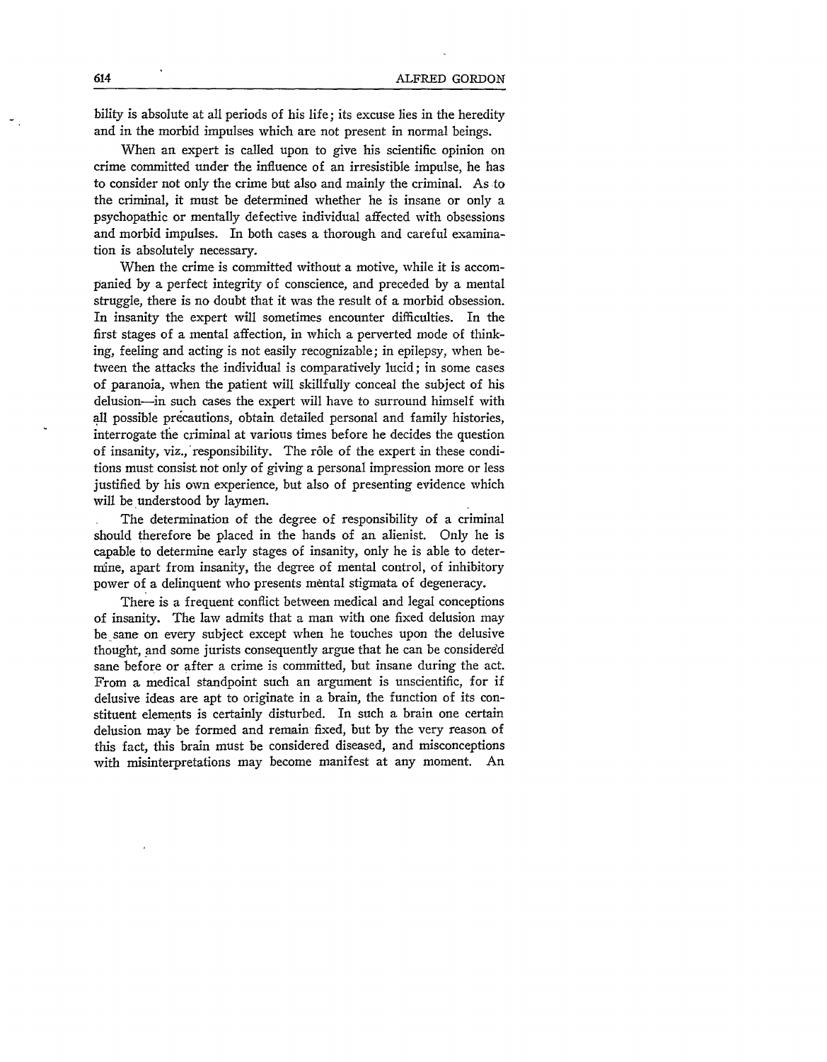bility is absolute at all periods of his life; its excuse lies in the heredity and in the morbid impulses which are not present in normal beings.

When an expert is called upon to give his scientific opinion on crime committed under the influence of an irresistible impulse, he has to consider not only the crime but also and mainly the criminal. As to the criminal, it must be determined whether he is insane or only a psychopathic or mentally defective individual affected with obsessions and morbid impulses. In both cases a thorough and careful examination is absolutely necessary.

When the crime is committed without a motive, while it is accompanied by a perfect integrity of conscience, and preceded by a mental struggle, there is no doubt that it was the result of a morbid obsession. In insanity the expert will sometimes encounter difficulties. In the first stages of a mental affection, in which a perverted mode of thinking, feeling and acting is not easily recognizable; in epilepsy, when between the attacks the individual is comparatively lucid; in some cases of paranoia, when the patient will skillfully conceal the subject of his delusion—in such cases the expert will have to surround himself with all possible précautions, obtain detailed personal and family histories, interrogate the criminal at various times before he decides the question of insanity, viz., responsibility. The rôle of the expert in these conditions must consist not only of giving a personal impression more or less justified by his own experience, but also of presenting evidence which will be understood by laymen.

The determination of the degree of responsibility of a criminal should therefore be placed in the hands of an alienist. Only he is capable to determine early stages of insanity, only he is able to determine, apart from insanity, the degree of mental control, of inhibitory power of a delinquent who presents mental stigmata of degeneracy.

There is a frequent conflict between medical and legal conceptions of insanity. The law admits that a man with one fixed delusion may be sane on every subject except when he touches upon the delusive thought, and some jurists consequently argue that he can be considered sane before or after a crime is committed, but insane during the act. From a medical standpoint such an argument is unscientific, for if delusive ideas are apt to originate in a brain, the function of its constituent elements is certainly disturbed. In such a brain one certain delusion may be formed and remain fixed, but by the very reason of this fact, this brain must be considered diseased, and misconceptions with misinterpretations may become manifest at any moment. An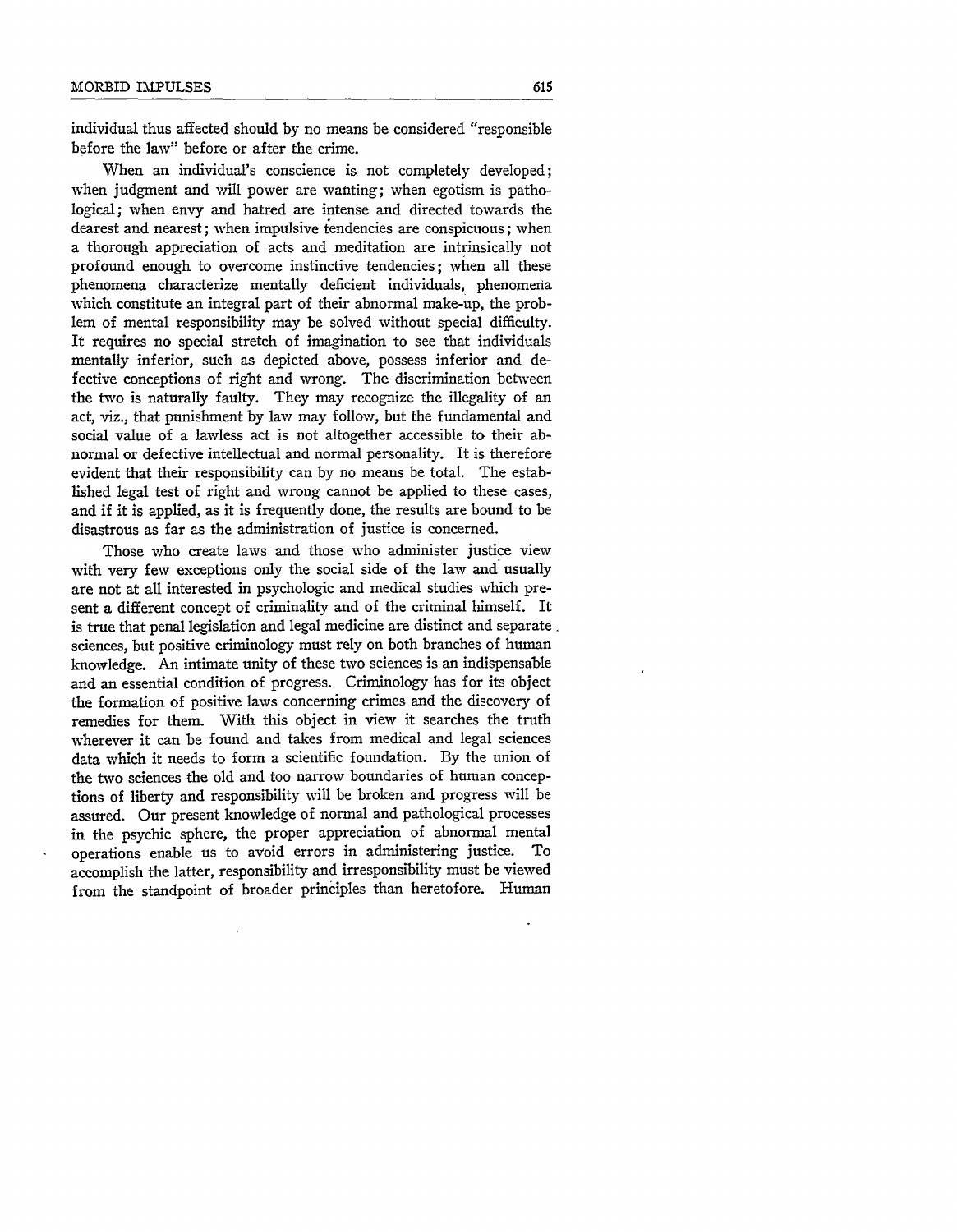individual thus affected should by no means be considered "responsible before the law" before or after the crime.

When an individual's conscience is not completely developed; when judgment and will power are wanting; when egotism is pathological; when envy and hatred are intense and directed towards the dearest and nearest; when impulsive tendencies are conspicuous; when a thorough appreciation of acts and meditation are intrinsically not profound enough to overcome instinctive tendencies; when all these phenomena characterize mentally deficient individuals, phenomena which constitute an integral part of their abnormal make-up, the problem of mental responsibility may be solved without special difficulty. It requires no special stretch of imagination to see that individuals mentally inferior, such as depicted above, possess inferior and defective conceptions of right and wrong. The discrimination between the two is naturally faulty. They may recognize the illegality of an act, viz., that punishment by law may follow, but the fundamental and social value of a lawless act is not altogether accessible to their abnormal or defective intellectual and normal personality. It is therefore evident that their responsibility can by no means be total. The established legal test of right and wrong cannot be applied to these cases, and if it is applied, as it is frequently done, the results are bound to be disastrous as far as the administration of justice is concerned.

Those who create laws and those who administer justice view with very few exceptions only the social side of the law and usually are not at all interested in psychologic and medical studies which present a different concept of criminality and of the criminal himself. It is true that penal legislation and legal medicine are distinct and separate sciences, but positive criminology must rely on both branches of human knowledge. An intimate unity of these two sciences is an indispensable and an essential condition of progress. Criminology has for its object the formation of positive laws concerning crimes and the discovery of remedies for them. With this object in view it searches the truth wherever it can be found and takes from medical and legal sciences data which it needs to form a scientific foundation. By the union of the two sciences the old and too narrow boundaries of human conceptions of liberty and responsibility will be broken and progress will be assured. Our present knowledge of normal and pathological processes in the psychic sphere, the proper appreciation of abnormal mental operations enable us to avoid errors in administering justice. To accomplish the latter, responsibility and irresponsibility must be viewed from the standpoint of broader principles than heretofore. Human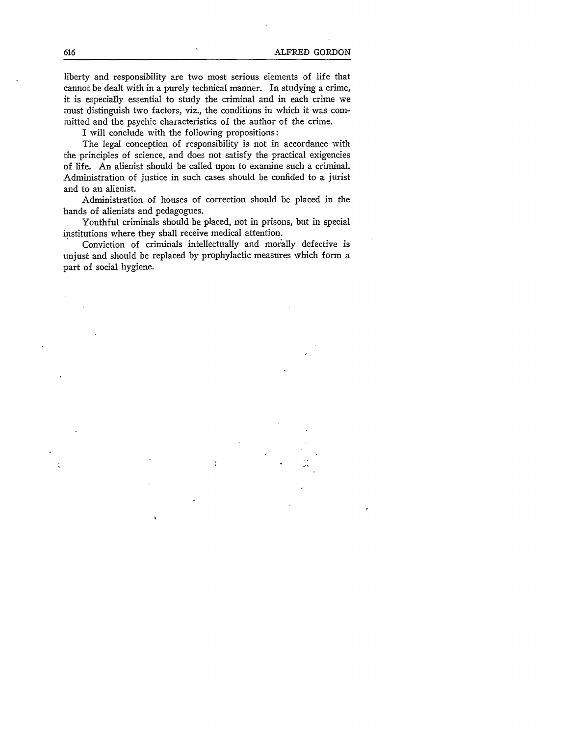liberty and responsibility are two most serious elements of life that cannot be dealt with in a purely technical manner. In studying a crime, it is especially essential to study the criminal and in each crime we must distinguish two factors, viz., the conditions in which it was committed and the psychic characteristics of the author of the crime.

I will conclude with the following propositions:

The legal conception of responsibility is not in accordance with the principles of science, and does not satisfy the practical exigencies of life. An alienist should be called upon to examine such a criminal. Administration of justice in such cases should be confided to a jurist and to an alienist.

Administration of houses of correction should be placed in the hands of alienists and pedagogues.

Youthful criminals should be placed, not in prisons, but in special institutions where they shall receive medical attention.

Conviction of criminals intellectually and morally defective is unjust and should be replaced by prophylactic measures which form a part of social hygiene.